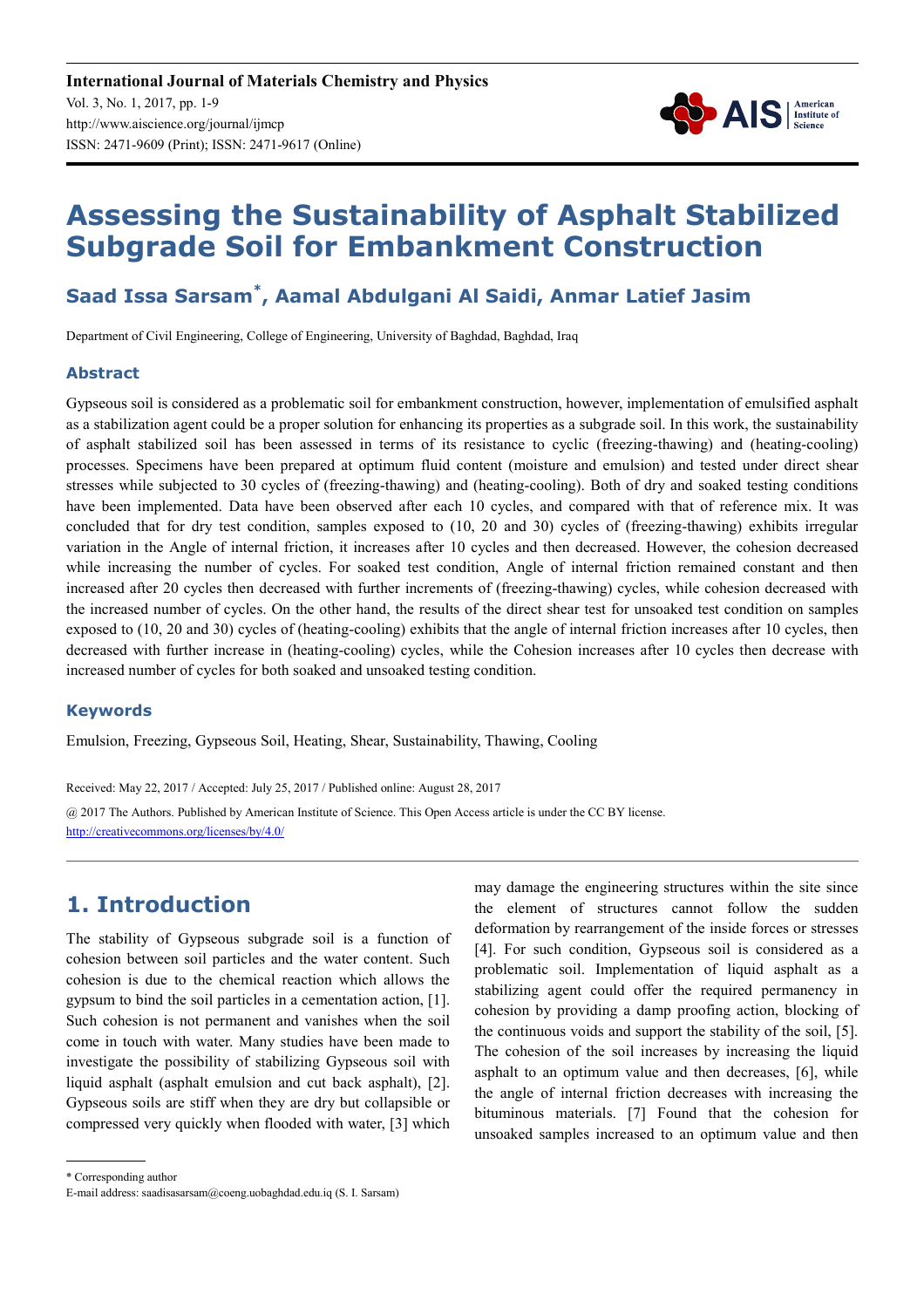International Journal of Materials Chemistry and Physics
Vol. 3, No. 1, 2017, pp. 1-9
http://www.aiscience.org/journal/ijmcp
ISSN: 2471-9609 (Print); ISSN: 2471-9617 (Online)

# Assessing the Sustainability of Asphalt Stabilized Subgrade Soil for Embankment Construction

**Saad Issa Sarsam*, Aamal Abdulgani Al Saidi, Anmar Latief Jasim**

Department of Civil Engineering, College of Engineering, University of Baghdad, Baghdad, Iraq

## Abstract

Gypseous soil is considered as a problematic soil for embankment construction, however, implementation of emulsified asphalt as a stabilization agent could be a proper solution for enhancing its properties as a subgrade soil. In this work, the sustainability of asphalt stabilized soil has been assessed in terms of its resistance to cyclic (freezing-thawing) and (heating-cooling) processes. Specimens have been prepared at optimum fluid content (moisture and emulsion) and tested under direct shear stresses while subjected to 30 cycles of (freezing-thawing) and (heating-cooling). Both of dry and soaked testing conditions have been implemented. Data have been observed after each 10 cycles, and compared with that of reference mix. It was concluded that for dry test condition, samples exposed to (10, 20 and 30) cycles of (freezing-thawing) exhibits irregular variation in the Angle of internal friction, it increases after 10 cycles and then decreased. However, the cohesion decreased while increasing the number of cycles. For soaked test condition, Angle of internal friction remained constant and then increased after 20 cycles then decreased with further increments of (freezing-thawing) cycles, while cohesion decreased with the increased number of cycles. On the other hand, the results of the direct shear test for unsoaked test condition on samples exposed to (10, 20 and 30) cycles of (heating-cooling) exhibits that the angle of internal friction increases after 10 cycles, then decreased with further increase in (heating-cooling) cycles, while the Cohesion increases after 10 cycles then decrease with increased number of cycles for both soaked and unsoaked testing condition.

## Keywords

Emulsion, Freezing, Gypseous Soil, Heating, Shear, Sustainability, Thawing, Cooling

Received: May 22, 2017 / Accepted: July 25, 2017 / Published online: August 28, 2017

@ 2017 The Authors. Published by American Institute of Science. This Open Access article is under the CC BY license. http://creativecommons.org/licenses/by/4.0/

## 1. Introduction

The stability of Gypseous subgrade soil is a function of cohesion between soil particles and the water content. Such cohesion is due to the chemical reaction which allows the gypsum to bind the soil particles in a cementation action, [1]. Such cohesion is not permanent and vanishes when the soil come in touch with water. Many studies have been made to investigate the possibility of stabilizing Gypseous soil with liquid asphalt (asphalt emulsion and cut back asphalt), [2]. Gypseous soils are stiff when they are dry but collapsible or compressed very quickly when flooded with water, [3] which may damage the engineering structures within the site since the element of structures cannot follow the sudden deformation by rearrangement of the inside forces or stresses [4]. For such condition, Gypseous soil is considered as a problematic soil. Implementation of liquid asphalt as a stabilizing agent could offer the required permanency in cohesion by providing a damp proofing action, blocking of the continuous voids and support the stability of the soil, [5]. The cohesion of the soil increases by increasing the liquid asphalt to an optimum value and then decreases, [6], while the angle of internal friction decreases with increasing the bituminous materials. [7] Found that the cohesion for unsoaked samples increased to an optimum value and then

* Corresponding author
E-mail address: saadisasarsam@coeng.uobaghdad.edu.iq (S. I. Sarsam)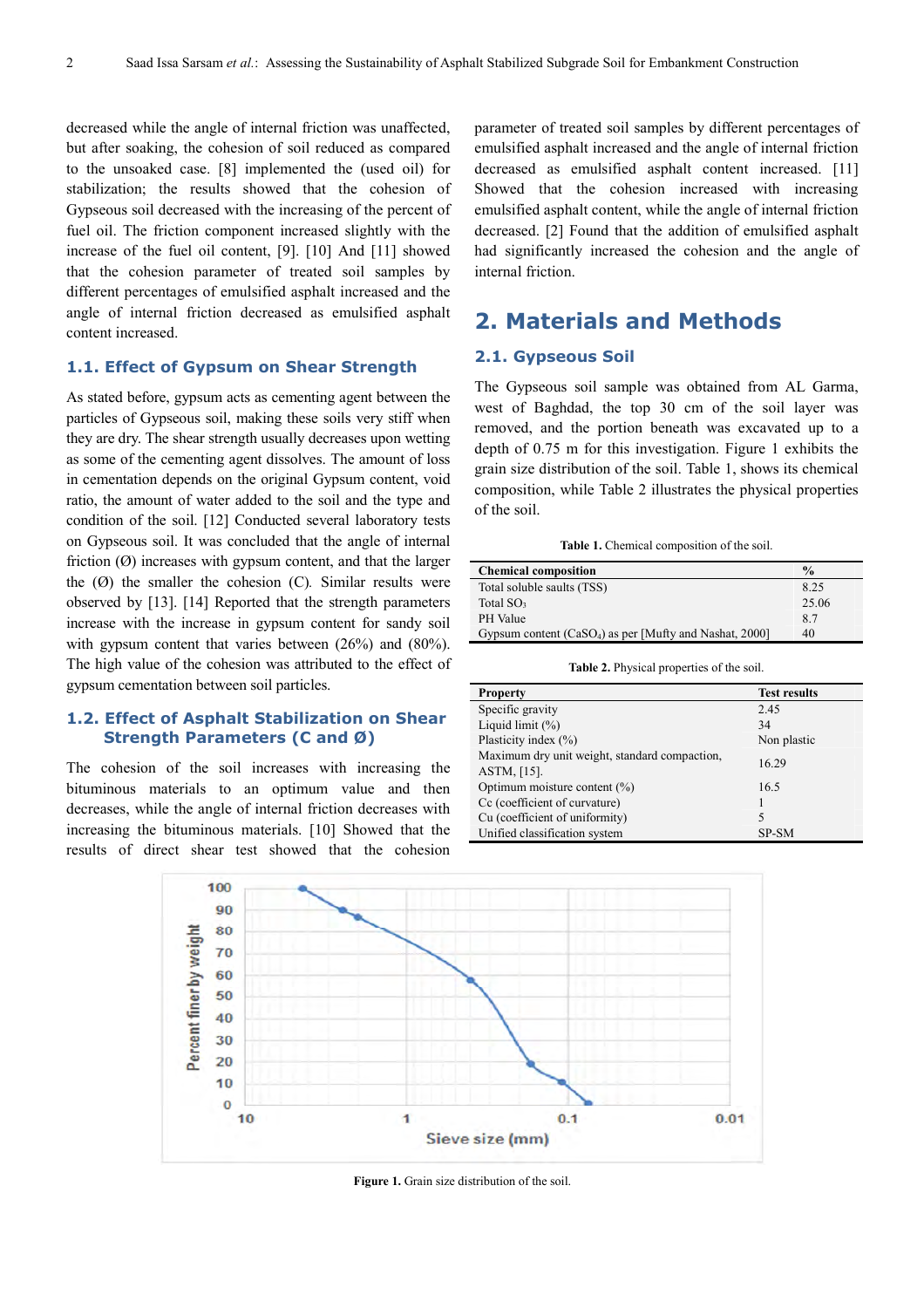decreased while the angle of internal friction was unaffected, but after soaking, the cohesion of soil reduced as compared to the unsoaked case. [8] implemented the (used oil) for stabilization; the results showed that the cohesion of Gypseous soil decreased with the increasing of the percent of fuel oil. The friction component increased slightly with the increase of the fuel oil content, [9]. [10] And [11] showed that the cohesion parameter of treated soil samples by different percentages of emulsified asphalt increased and the angle of internal friction decreased as emulsified asphalt content increased.

### 1.1. Effect of Gypsum on Shear Strength

As stated before, gypsum acts as cementing agent between the particles of Gypseous soil, making these soils very stiff when they are dry. The shear strength usually decreases upon wetting as some of the cementing agent dissolves. The amount of loss in cementation depends on the original Gypsum content, void ratio, the amount of water added to the soil and the type and condition of the soil. [12] Conducted several laboratory tests on Gypseous soil. It was concluded that the angle of internal friction (Ø) increases with gypsum content, and that the larger the (Ø) the smaller the cohesion (C). Similar results were observed by [13]. [14] Reported that the strength parameters increase with the increase in gypsum content for sandy soil with gypsum content that varies between (26%) and (80%). The high value of the cohesion was attributed to the effect of gypsum cementation between soil particles.

### 1.2. Effect of Asphalt Stabilization on Shear Strength Parameters (C and Ø)

The cohesion of the soil increases with increasing the bituminous materials to an optimum value and then decreases, while the angle of internal friction decreases with increasing the bituminous materials. [10] Showed that the results of direct shear test showed that the cohesion parameter of treated soil samples by different percentages of emulsified asphalt increased and the angle of internal friction decreased as emulsified asphalt content increased. [11] Showed that the cohesion increased with increasing emulsified asphalt content, while the angle of internal friction decreased. [2] Found that the addition of emulsified asphalt had significantly increased the cohesion and the angle of internal friction.

## 2. Materials and Methods

### 2.1. Gypseous Soil

The Gypseous soil sample was obtained from AL Garma, west of Baghdad, the top 30 cm of the soil layer was removed, and the portion beneath was excavated up to a depth of 0.75 m for this investigation. Figure 1 exhibits the grain size distribution of the soil. Table 1, shows its chemical composition, while Table 2 illustrates the physical properties of the soil.

**Table 1.** Chemical composition of the soil.

| Chemical composition | % |
|---|---|
| Total soluble saults (TSS) | 8.25 |
| Total $SO_3$ | 25.06 |
| PH Value | 8.7 |
| Gypsum content ($CaSO_4$) as per [Mufty and Nashat, 2000] | 40 |

**Table 2.** Physical properties of the soil.

| Property | Test results |
|---|---|
| Specific gravity | 2.45 |
| Liquid limit (%) | 34 |
| Plasticity index (%) | Non plastic |
| Maximum dry unit weight, standard compaction, ASTM, [15]. | 16.29 |
| Optimum moisture content (%) | 16.5 |
| Cc (coefficient of curvature) | 1 |
| Cu (coefficient of uniformity) | 5 |
| Unified classification system | SP-SM |

**Figure 1.** Grain size distribution of the soil.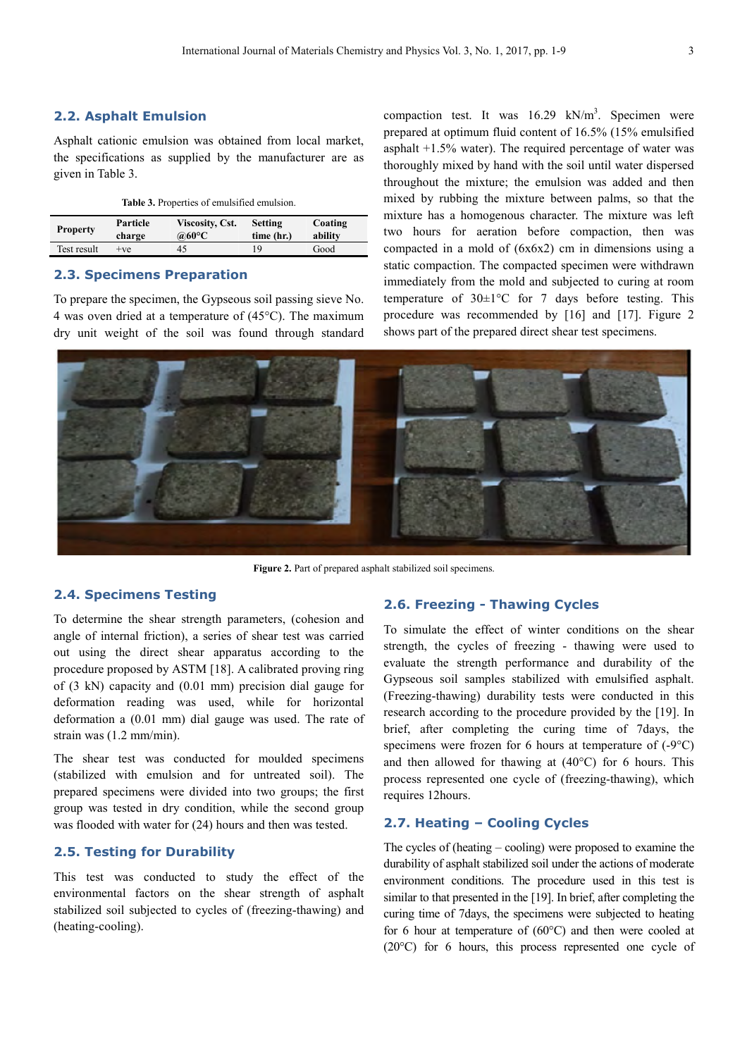## 2.2. Asphalt Emulsion

Asphalt cationic emulsion was obtained from local market, the specifications as supplied by the manufacturer are as given in Table 3.

**Table 3.** Properties of emulsified emulsion.

| Property | Particle charge | Viscosity, Cst. @60°C | Setting time (hr.) | Coating ability |
|---|---|---|---|---|
| Test result | +ve | 45 | 19 | Good |

## 2.3. Specimens Preparation

To prepare the specimen, the Gypseous soil passing sieve No. 4 was oven dried at a temperature of (45°C). The maximum dry unit weight of the soil was found through standard compaction test. It was 16.29 $kN/m^3$. Specimen were prepared at optimum fluid content of 16.5% (15% emulsified asphalt +1.5% water). The required percentage of water was thoroughly mixed by hand with the soil until water dispersed throughout the mixture; the emulsion was added and then mixed by rubbing the mixture between palms, so that the mixture has a homogenous character. The mixture was left two hours for aeration before compaction, then was compacted in a mold of (6x6x2) cm in dimensions using a static compaction. The compacted specimen were withdrawn immediately from the mold and subjected to curing at room temperature of 30±1°C for 7 days before testing. This procedure was recommended by [16] and [17]. Figure 2 shows part of the prepared direct shear test specimens.

**Figure 2.** Part of prepared asphalt stabilized soil specimens.

## 2.4. Specimens Testing

To determine the shear strength parameters, (cohesion and angle of internal friction), a series of shear test was carried out using the direct shear apparatus according to the procedure proposed by ASTM [18]. A calibrated proving ring of (3 kN) capacity and (0.01 mm) precision dial gauge for deformation reading was used, while for horizontal deformation a (0.01 mm) dial gauge was used. The rate of strain was (1.2 mm/min).

The shear test was conducted for moulded specimens (stabilized with emulsion and for untreated soil). The prepared specimens were divided into two groups; the first group was tested in dry condition, while the second group was flooded with water for (24) hours and then was tested.

## 2.5. Testing for Durability

This test was conducted to study the effect of the environmental factors on the shear strength of asphalt stabilized soil subjected to cycles of (freezing-thawing) and (heating-cooling).

## 2.6. Freezing - Thawing Cycles

To simulate the effect of winter conditions on the shear strength, the cycles of freezing - thawing were used to evaluate the strength performance and durability of the Gypseous soil samples stabilized with emulsified asphalt. (Freezing-thawing) durability tests were conducted in this research according to the procedure provided by the [19]. In brief, after completing the curing time of 7days, the specimens were frozen for 6 hours at temperature of (-9°C) and then allowed for thawing at (40°C) for 6 hours. This process represented one cycle of (freezing-thawing), which requires 12hours.

## 2.7. Heating – Cooling Cycles

The cycles of (heating – cooling) were proposed to examine the durability of asphalt stabilized soil under the actions of moderate environment conditions. The procedure used in this test is similar to that presented in the [19]. In brief, after completing the curing time of 7days, the specimens were subjected to heating for 6 hour at temperature of (60°C) and then were cooled at (20°C) for 6 hours, this process represented one cycle of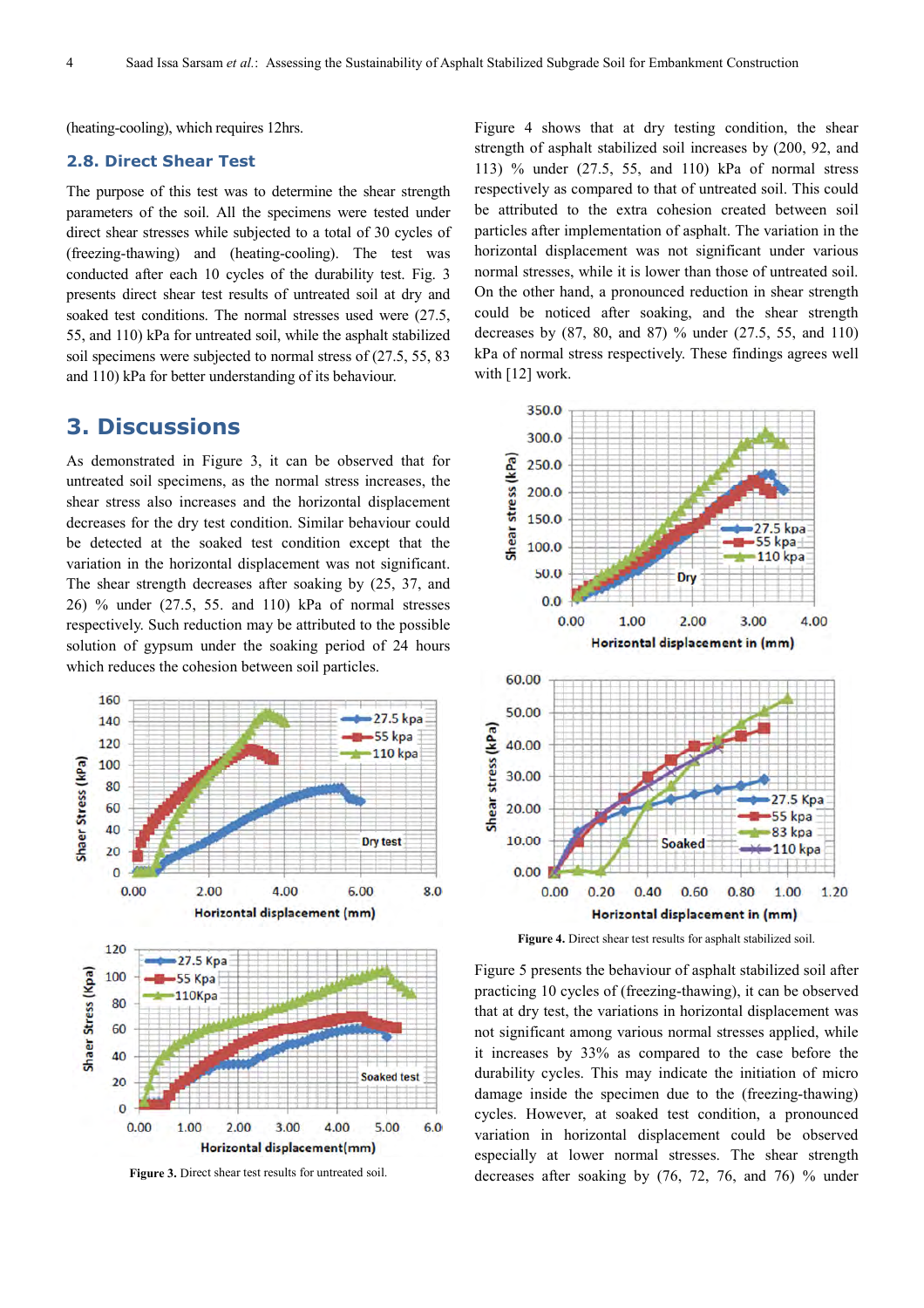(heating-cooling), which requires 12hrs.

### 2.8. Direct Shear Test

The purpose of this test was to determine the shear strength parameters of the soil. All the specimens were tested under direct shear stresses while subjected to a total of 30 cycles of (freezing-thawing) and (heating-cooling). The test was conducted after each 10 cycles of the durability test. Fig. 3 presents direct shear test results of untreated soil at dry and soaked test conditions. The normal stresses used were (27.5, 55, and 110) kPa for untreated soil, while the asphalt stabilized soil specimens were subjected to normal stress of (27.5, 55, 83 and 110) kPa for better understanding of its behaviour.

## 3. Discussions

As demonstrated in Figure 3, it can be observed that for untreated soil specimens, as the normal stress increases, the shear stress also increases and the horizontal displacement decreases for the dry test condition. Similar behaviour could be detected at the soaked test condition except that the variation in the horizontal displacement was not significant. The shear strength decreases after soaking by (25, 37, and 26) % under (27.5, 55. and 110) kPa of normal stresses respectively. Such reduction may be attributed to the possible solution of gypsum under the soaking period of 24 hours which reduces the cohesion between soil particles.

**Figure 3.** Direct shear test results for untreated soil.

Figure 4 shows that at dry testing condition, the shear strength of asphalt stabilized soil increases by (200, 92, and 113) % under (27.5, 55, and 110) kPa of normal stress respectively as compared to that of untreated soil. This could be attributed to the extra cohesion created between soil particles after implementation of asphalt. The variation in the horizontal displacement was not significant under various normal stresses, while it is lower than those of untreated soil. On the other hand, a pronounced reduction in shear strength could be noticed after soaking, and the shear strength decreases by (87, 80, and 87) % under (27.5, 55, and 110) kPa of normal stress respectively. These findings agrees well with [12] work.

**Figure 4.** Direct shear test results for asphalt stabilized soil.

Figure 5 presents the behaviour of asphalt stabilized soil after practicing 10 cycles of (freezing-thawing), it can be observed that at dry test, the variations in horizontal displacement was not significant among various normal stresses applied, while it increases by 33% as compared to the case before the durability cycles. This may indicate the initiation of micro damage inside the specimen due to the (freezing-thawing) cycles. However, at soaked test condition, a pronounced variation in horizontal displacement could be observed especially at lower normal stresses. The shear strength decreases after soaking by (76, 72, 76, and 76) % under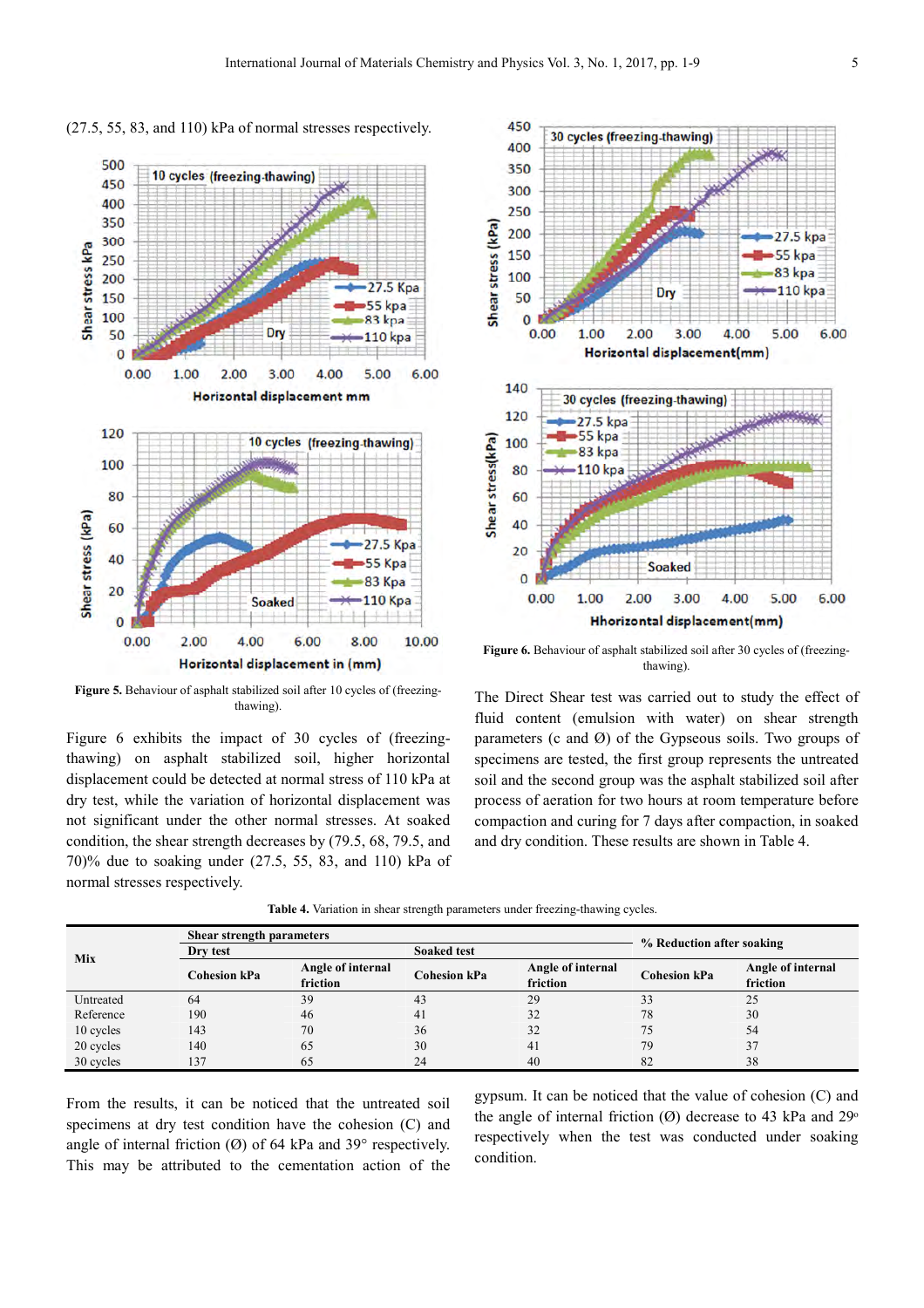(27.5, 55, 83, and 110) kPa of normal stresses respectively.

Figure 5. Behaviour of asphalt stabilized soil after 10 cycles of (freezing-thawing).

Figure 6 exhibits the impact of 30 cycles of (freezing-thawing) on asphalt stabilized soil, higher horizontal displacement could be detected at normal stress of 110 kPa at dry test, while the variation of horizontal displacement was not significant under the other normal stresses. At soaked condition, the shear strength decreases by (79.5, 68, 79.5, and 70)% due to soaking under (27.5, 55, 83, and 110) kPa of normal stresses respectively.

Figure 6. Behaviour of asphalt stabilized soil after 30 cycles of (freezing-thawing).

The Direct Shear test was carried out to study the effect of fluid content (emulsion with water) on shear strength parameters (c and Ø) of the Gypseous soils. Two groups of specimens are tested, the first group represents the untreated soil and the second group was the asphalt stabilized soil after process of aeration for two hours at room temperature before compaction and curing for 7 days after compaction, in soaked and dry condition. These results are shown in Table 4.

Table 4. Variation in shear strength parameters under freezing-thawing cycles.

| Mix | Shear strength parameters | | | | % Reduction after soaking | |
|---|---|---|---|---|---|---|
| | Dry test | | Soaked test | | | |
| | Cohesion kPa | Angle of internal friction | Cohesion kPa | Angle of internal friction | Cohesion kPa | Angle of internal friction |
| Untreated | 64 | 39 | 43 | 29 | 33 | 25 |
| Reference | 190 | 46 | 41 | 32 | 78 | 30 |
| 10 cycles | 143 | 70 | 36 | 32 | 75 | 54 |
| 20 cycles | 140 | 65 | 30 | 41 | 79 | 37 |
| 30 cycles | 137 | 65 | 24 | 40 | 82 | 38 |

From the results, it can be noticed that the untreated soil specimens at dry test condition have the cohesion (C) and angle of internal friction (Ø) of 64 kPa and 39° respectively. This may be attributed to the cementation action of the gypsum. It can be noticed that the value of cohesion (C) and the angle of internal friction (Ø) decrease to 43 kPa and 29° respectively when the test was conducted under soaking condition.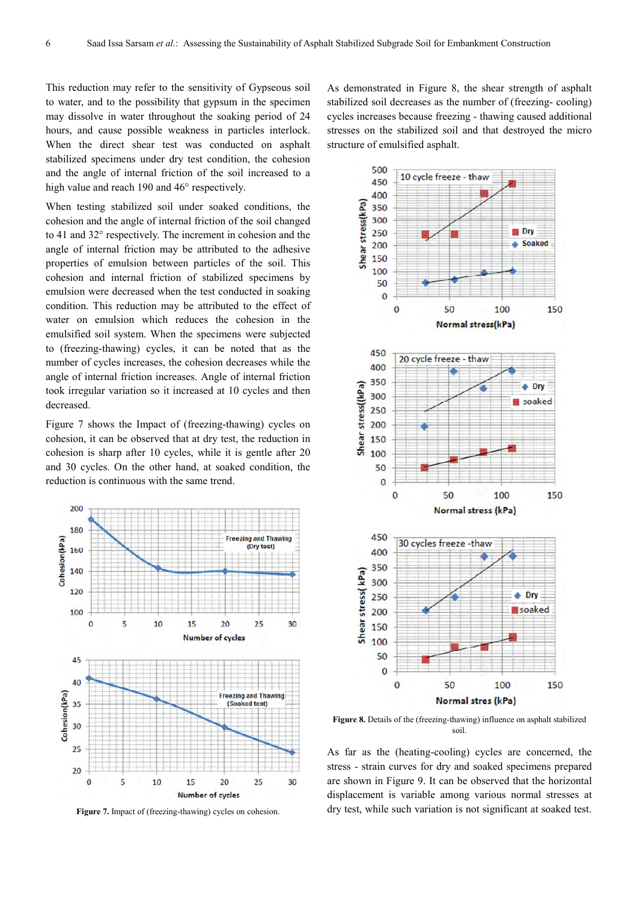This reduction may refer to the sensitivity of Gypseous soil to water, and to the possibility that gypsum in the specimen may dissolve in water throughout the soaking period of 24 hours, and cause possible weakness in particles interlock. When the direct shear test was conducted on asphalt stabilized specimens under dry test condition, the cohesion and the angle of internal friction of the soil increased to a high value and reach 190 and 46° respectively.

When testing stabilized soil under soaked conditions, the cohesion and the angle of internal friction of the soil changed to 41 and 32° respectively. The increment in cohesion and the angle of internal friction may be attributed to the adhesive properties of emulsion between particles of the soil. This cohesion and internal friction of stabilized specimens by emulsion were decreased when the test conducted in soaking condition. This reduction may be attributed to the effect of water on emulsion which reduces the cohesion in the emulsified soil system. When the specimens were subjected to (freezing-thawing) cycles, it can be noted that as the number of cycles increases, the cohesion decreases while the angle of internal friction increases. Angle of internal friction took irregular variation so it increased at 10 cycles and then decreased.

Figure 7 shows the Impact of (freezing-thawing) cycles on cohesion, it can be observed that at dry test, the reduction in cohesion is sharp after 10 cycles, while it is gentle after 20 and 30 cycles. On the other hand, at soaked condition, the reduction is continuous with the same trend.

**Figure 7.** Impact of (freezing-thawing) cycles on cohesion.

As demonstrated in Figure 8, the shear strength of asphalt stabilized soil decreases as the number of (freezing- cooling) cycles increases because freezing - thawing caused additional stresses on the stabilized soil and that destroyed the micro structure of emulsified asphalt.

**Figure 8.** Details of the (freezing-thawing) influence on asphalt stabilized soil.

As far as the (heating-cooling) cycles are concerned, the stress - strain curves for dry and soaked specimens prepared are shown in Figure 9. It can be observed that the horizontal displacement is variable among various normal stresses at dry test, while such variation is not significant at soaked test.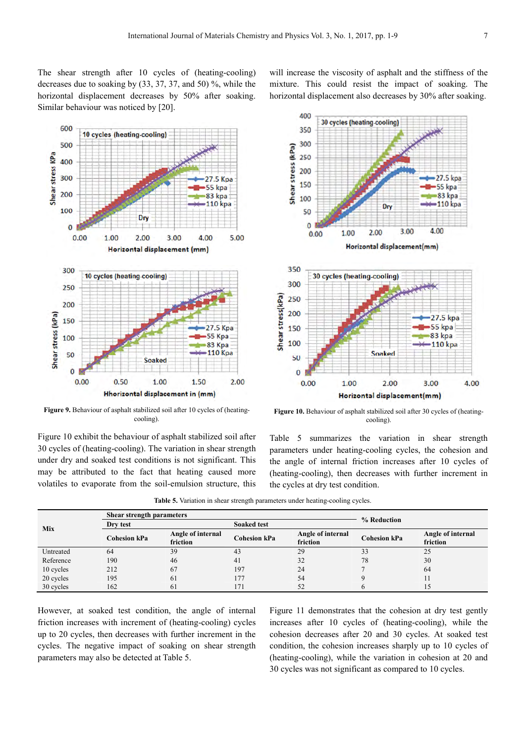The shear strength after 10 cycles of (heating-cooling) decreases due to soaking by (33, 37, 37, and 50) %, while the horizontal displacement decreases by 50% after soaking. Similar behaviour was noticed by [20].

**Figure 9.** Behaviour of asphalt stabilized soil after 10 cycles of (heating-cooling).

Figure 10 exhibit the behaviour of asphalt stabilized soil after 30 cycles of (heating-cooling). The variation in shear strength under dry and soaked test conditions is not significant. This may be attributed to the fact that heating caused more volatiles to evaporate from the soil-emulsion structure, this will increase the viscosity of asphalt and the stiffness of the mixture. This could resist the impact of soaking. The horizontal displacement also decreases by 30% after soaking.

**Figure 10.** Behaviour of asphalt stabilized soil after 30 cycles of (heating-cooling).

Table 5 summarizes the variation in shear strength parameters under heating-cooling cycles, the cohesion and the angle of internal friction increases after 10 cycles of (heating-cooling), then decreases with further increment in the cycles at dry test condition.

**Table 5.** Variation in shear strength parameters under heating-cooling cycles.

| Mix | Shear strength parameters | | | | % Reduction | |
|---|---|---|---|---|---|---|
| | Dry test | | Soaked test | | | |
| | Cohesion kPa | Angle of internal friction | Cohesion kPa | Angle of internal friction | Cohesion kPa | Angle of internal friction |
| Untreated | 64 | 39 | 43 | 29 | 33 | 25 |
| Reference | 190 | 46 | 41 | 32 | 78 | 30 |
| 10 cycles | 212 | 67 | 197 | 24 | 7 | 64 |
| 20 cycles | 195 | 61 | 177 | 54 | 9 | 11 |
| 30 cycles | 162 | 61 | 171 | 52 | 6 | 15 |

However, at soaked test condition, the angle of internal friction increases with increment of (heating-cooling) cycles up to 20 cycles, then decreases with further increment in the cycles. The negative impact of soaking on shear strength parameters may also be detected at Table 5.

Figure 11 demonstrates that the cohesion at dry test gently increases after 10 cycles of (heating-cooling), while the cohesion decreases after 20 and 30 cycles. At soaked test condition, the cohesion increases sharply up to 10 cycles of (heating-cooling), while the variation in cohesion at 20 and 30 cycles was not significant as compared to 10 cycles.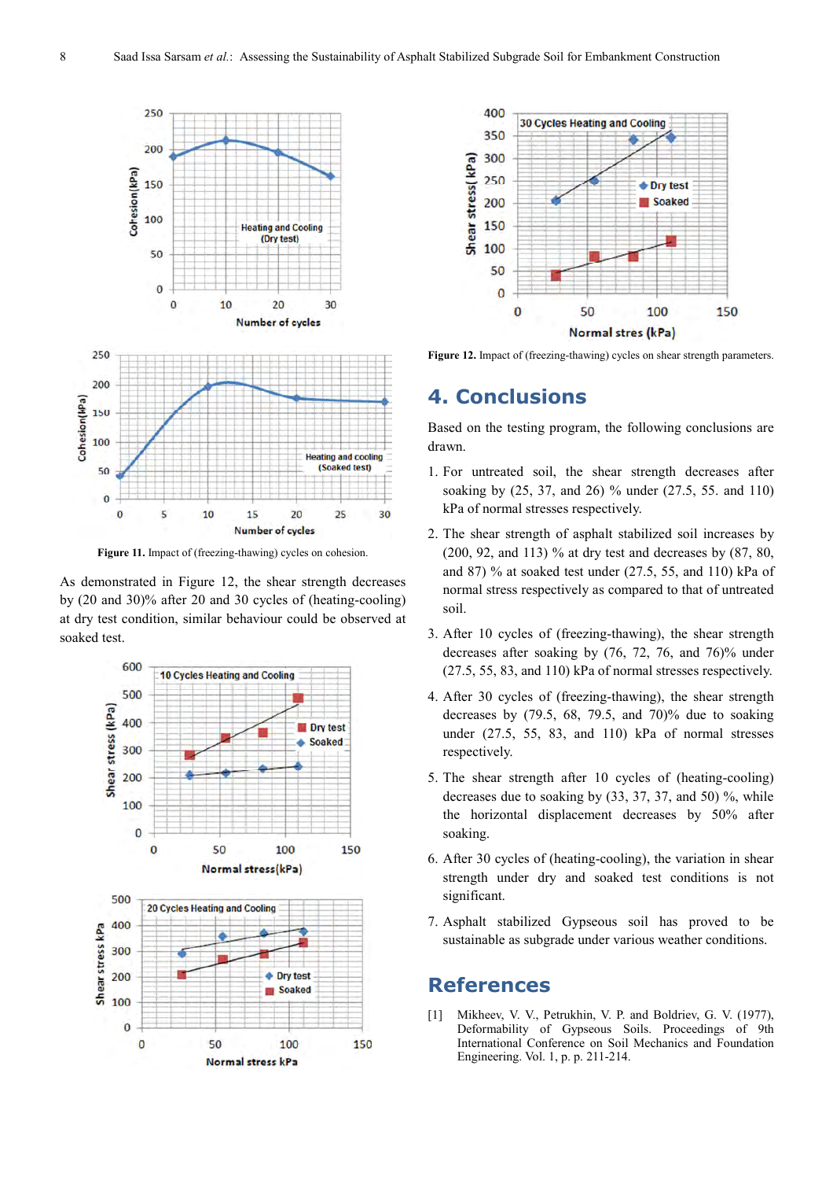**Figure 11.** Impact of (freezing-thawing) cycles on cohesion.

As demonstrated in Figure 12, the shear strength decreases by (20 and 30)% after 20 and 30 cycles of (heating-cooling) at dry test condition, similar behaviour could be observed at soaked test.

**Figure 12.** Impact of (freezing-thawing) cycles on shear strength parameters.

## 4. Conclusions

Based on the testing program, the following conclusions are drawn.

1. For untreated soil, the shear strength decreases after soaking by (25, 37, and 26) % under (27.5, 55. and 110) kPa of normal stresses respectively.
2. The shear strength of asphalt stabilized soil increases by (200, 92, and 113) % at dry test and decreases by (87, 80, and 87) % at soaked test under (27.5, 55, and 110) kPa of normal stress respectively as compared to that of untreated soil.
3. After 10 cycles of (freezing-thawing), the shear strength decreases after soaking by (76, 72, 76, and 76)% under (27.5, 55, 83, and 110) kPa of normal stresses respectively.
4. After 30 cycles of (freezing-thawing), the shear strength decreases by (79.5, 68, 79.5, and 70)% due to soaking under (27.5, 55, 83, and 110) kPa of normal stresses respectively.
5. The shear strength after 10 cycles of (heating-cooling) decreases due to soaking by (33, 37, 37, and 50) %, while the horizontal displacement decreases by 50% after soaking.
6. After 30 cycles of (heating-cooling), the variation in shear strength under dry and soaked test conditions is not significant.
7. Asphalt stabilized Gypseous soil has proved to be sustainable as subgrade under various weather conditions.

## References

[1] Mikheev, V. V., Petrukhin, V. P. and Boldriev, G. V. (1977), Deformability of Gypseous Soils. Proceedings of 9th International Conference on Soil Mechanics and Foundation Engineering. Vol. 1, p. p. 211-214.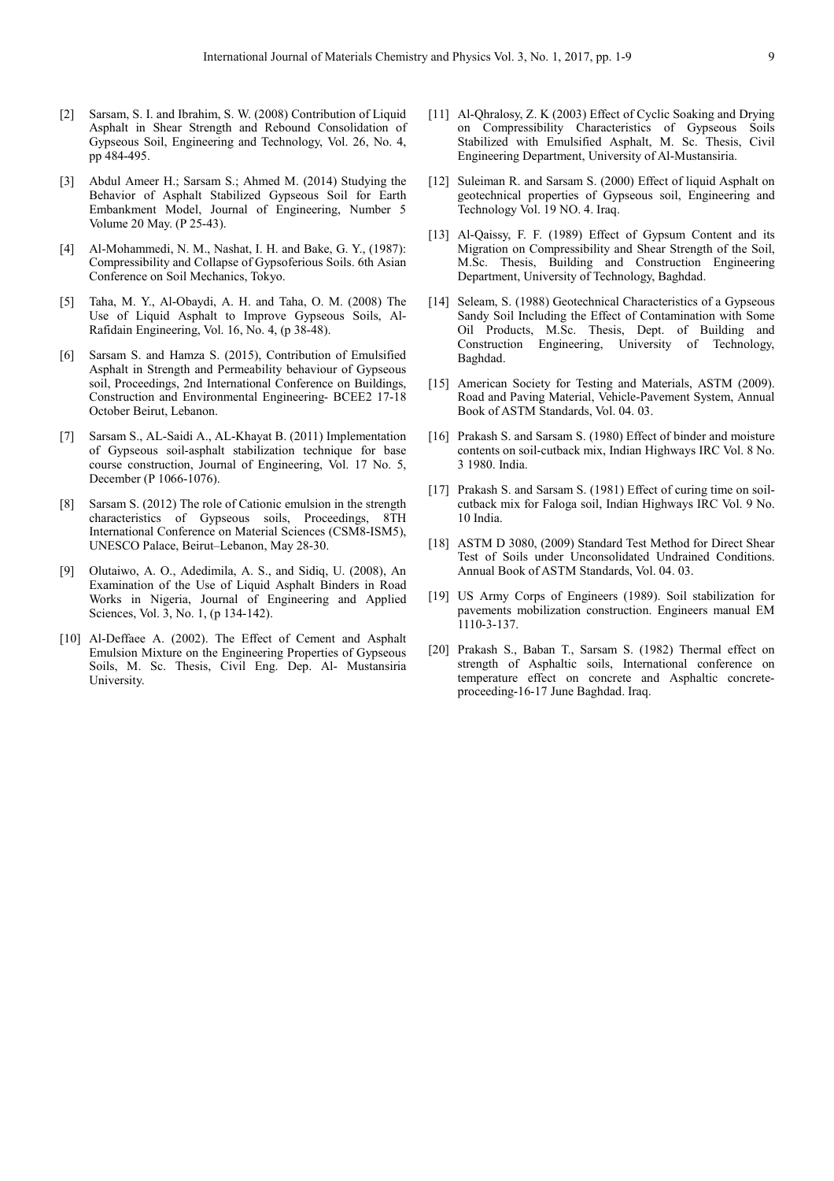[2] Sarsam, S. I. and Ibrahim, S. W. (2008) Contribution of Liquid Asphalt in Shear Strength and Rebound Consolidation of Gypseous Soil, Engineering and Technology, Vol. 26, No. 4, pp 484-495.

[3] Abdul Ameer H.; Sarsam S.; Ahmed M. (2014) Studying the Behavior of Asphalt Stabilized Gypseous Soil for Earth Embankment Model, Journal of Engineering, Number 5 Volume 20 May. (P 25-43).

[4] Al-Mohammedi, N. M., Nashat, I. H. and Bake, G. Y., (1987): Compressibility and Collapse of Gypsoferious Soils. 6th Asian Conference on Soil Mechanics, Tokyo.

[5] Taha, M. Y., Al-Obaydi, A. H. and Taha, O. M. (2008) The Use of Liquid Asphalt to Improve Gypseous Soils, Al-Rafidain Engineering, Vol. 16, No. 4, (p 38-48).

[6] Sarsam S. and Hamza S. (2015), Contribution of Emulsified Asphalt in Strength and Permeability behaviour of Gypseous soil, Proceedings, 2nd International Conference on Buildings, Construction and Environmental Engineering- BCEE2 17-18 October Beirut, Lebanon.

[7] Sarsam S., AL-Saidi A., AL-Khayat B. (2011) Implementation of Gypseous soil-asphalt stabilization technique for base course construction, Journal of Engineering, Vol. 17 No. 5, December (P 1066-1076).

[8] Sarsam S. (2012) The role of Cationic emulsion in the strength characteristics of Gypseous soils, Proceedings, 8TH International Conference on Material Sciences (CSM8-ISM5), UNESCO Palace, Beirut–Lebanon, May 28-30.

[9] Olutaiwo, A. O., Adedimila, A. S., and Sidiq, U. (2008), An Examination of the Use of Liquid Asphalt Binders in Road Works in Nigeria, Journal of Engineering and Applied Sciences, Vol. 3, No. 1, (p 134-142).

[10] Al-Deffaee A. (2002). The Effect of Cement and Asphalt Emulsion Mixture on the Engineering Properties of Gypseous Soils, M. Sc. Thesis, Civil Eng. Dep. Al- Mustansiria University.

[11] Al-Qhralosy, Z. K (2003) Effect of Cyclic Soaking and Drying on Compressibility Characteristics of Gypseous Soils Stabilized with Emulsified Asphalt, M. Sc. Thesis, Civil Engineering Department, University of Al-Mustansiria.

[12] Suleiman R. and Sarsam S. (2000) Effect of liquid Asphalt on geotechnical properties of Gypseous soil, Engineering and Technology Vol. 19 NO. 4. Iraq.

[13] Al-Qaissy, F. F. (1989) Effect of Gypsum Content and its Migration on Compressibility and Shear Strength of the Soil, M.Sc. Thesis, Building and Construction Engineering Department, University of Technology, Baghdad.

[14] Seleam, S. (1988) Geotechnical Characteristics of a Gypseous Sandy Soil Including the Effect of Contamination with Some Oil Products, M.Sc. Thesis, Dept. of Building and Construction Engineering, University of Technology, Baghdad.

[15] American Society for Testing and Materials, ASTM (2009). Road and Paving Material, Vehicle-Pavement System, Annual Book of ASTM Standards, Vol. 04. 03.

[16] Prakash S. and Sarsam S. (1980) Effect of binder and moisture contents on soil-cutback mix, Indian Highways IRC Vol. 8 No. 3 1980. India.

[17] Prakash S. and Sarsam S. (1981) Effect of curing time on soil-cutback mix for Faloga soil, Indian Highways IRC Vol. 9 No. 10 India.

[18] ASTM D 3080, (2009) Standard Test Method for Direct Shear Test of Soils under Unconsolidated Undrained Conditions. Annual Book of ASTM Standards, Vol. 04. 03.

[19] US Army Corps of Engineers (1989). Soil stabilization for pavements mobilization construction. Engineers manual EM 1110-3-137.

[20] Prakash S., Baban T., Sarsam S. (1982) Thermal effect on strength of Asphaltic soils, International conference on temperature effect on concrete and Asphaltic concrete-proceeding-16-17 June Baghdad. Iraq.